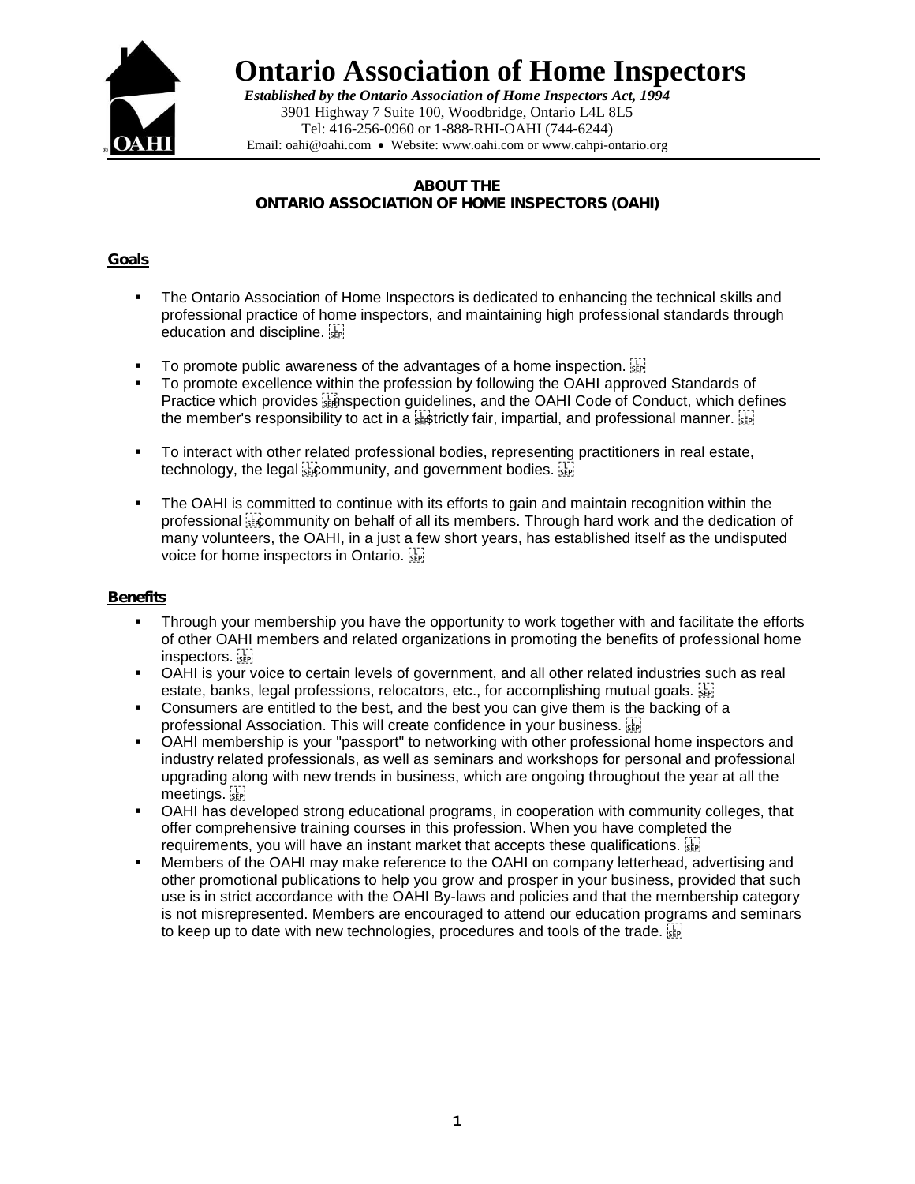# Ontario Association of Home Inspectors

*Established by the Ontario Association of Home Inspectors Act, 1994*
3901 Highway 7 Suite 100, Woodbridge, Ontario L4L 8L5
Tel: 416-256-0960 or 1-888-RHI-OAHI (744-6244)
Email: oahi@oahi.com • Website: www.oahi.com or www.cahpi-ontario.org

## ABOUT THE ONTARIO ASSOCIATION OF HOME INSPECTORS (OAHI)

### Goals

- The Ontario Association of Home Inspectors is dedicated to enhancing the technical skills and professional practice of home inspectors, and maintaining high professional standards through education and discipline.
- To promote public awareness of the advantages of a home inspection.
- To promote excellence within the profession by following the OAHI approved Standards of Practice which provides inspection guidelines, and the OAHI Code of Conduct, which defines the member's responsibility to act in a strictly fair, impartial, and professional manner.
- To interact with other related professional bodies, representing practitioners in real estate, technology, the legal community, and government bodies.
- The OAHI is committed to continue with its efforts to gain and maintain recognition within the professional community on behalf of all its members. Through hard work and the dedication of many volunteers, the OAHI, in a just a few short years, has established itself as the undisputed voice for home inspectors in Ontario.

### Benefits

- Through your membership you have the opportunity to work together with and facilitate the efforts of other OAHI members and related organizations in promoting the benefits of professional home inspectors.
- OAHI is your voice to certain levels of government, and all other related industries such as real estate, banks, legal professions, relocators, etc., for accomplishing mutual goals.
- Consumers are entitled to the best, and the best you can give them is the backing of a professional Association. This will create confidence in your business.
- OAHI membership is your "passport" to networking with other professional home inspectors and industry related professionals, as well as seminars and workshops for personal and professional upgrading along with new trends in business, which are ongoing throughout the year at all the meetings.
- OAHI has developed strong educational programs, in cooperation with community colleges, that offer comprehensive training courses in this profession. When you have completed the requirements, you will have an instant market that accepts these qualifications.
- Members of the OAHI may make reference to the OAHI on company letterhead, advertising and other promotional publications to help you grow and prosper in your business, provided that such use is in strict accordance with the OAHI By-laws and policies and that the membership category is not misrepresented. Members are encouraged to attend our education programs and seminars to keep up to date with new technologies, procedures and tools of the trade.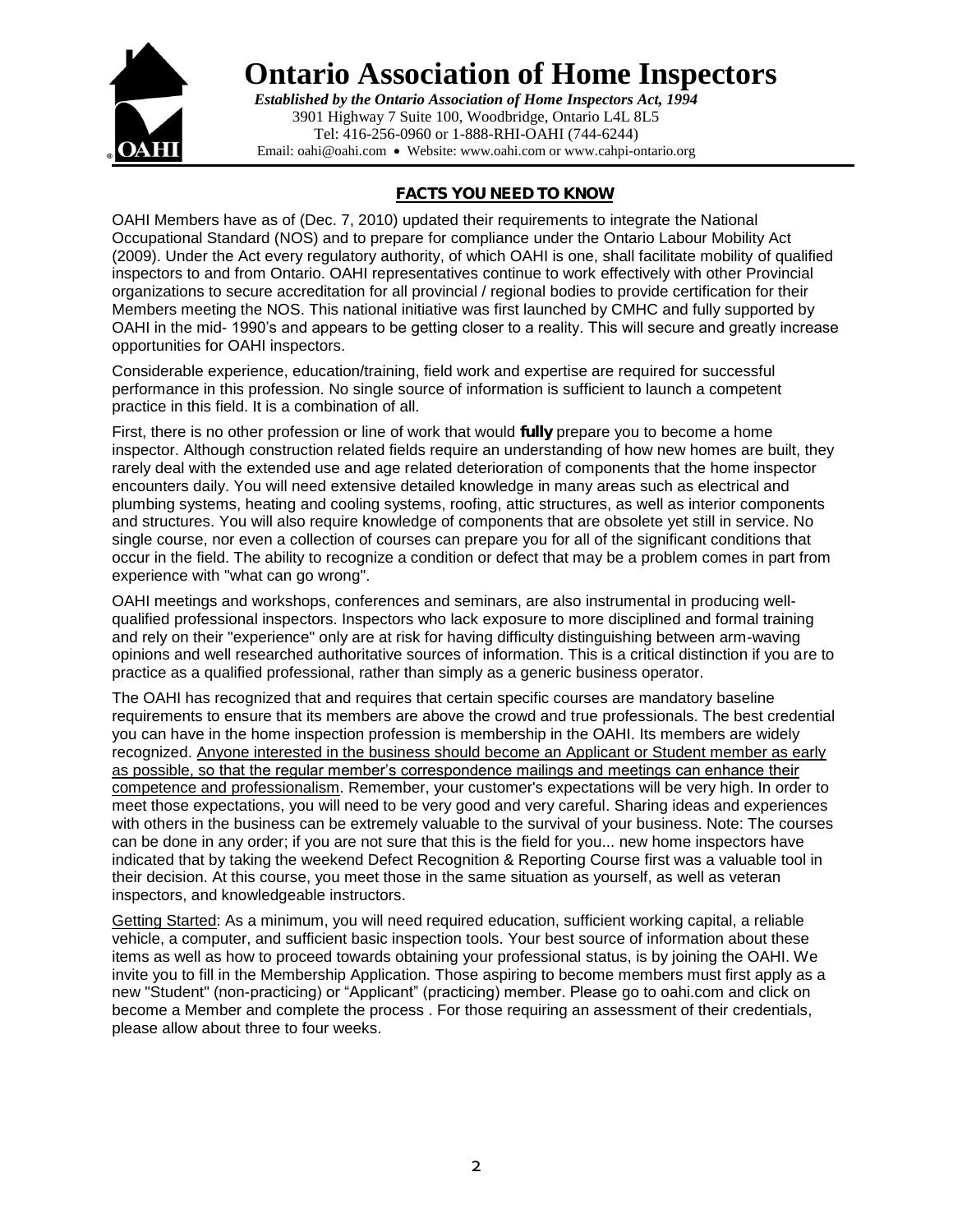# Ontario Association of Home Inspectors

*Established by the Ontario Association of Home Inspectors Act, 1994*
3901 Highway 7 Suite 100, Woodbridge, Ontario L4L 8L5
Tel: 416-256-0960 or 1-888-RHI-OAHI (744-6244)
Email: oahi@oahi.com • Website: www.oahi.com or www.cahpi-ontario.org

## FACTS YOU NEED TO KNOW

OAHI Members have as of (Dec. 7, 2010) updated their requirements to integrate the National Occupational Standard (NOS) and to prepare for compliance under the Ontario Labour Mobility Act (2009). Under the Act every regulatory authority, of which OAHI is one, shall facilitate mobility of qualified inspectors to and from Ontario. OAHI representatives continue to work effectively with other Provincial organizations to secure accreditation for all provincial / regional bodies to provide certification for their Members meeting the NOS. This national initiative was first launched by CMHC and fully supported by OAHI in the mid- 1990's and appears to be getting closer to a reality. This will secure and greatly increase opportunities for OAHI inspectors.

Considerable experience, education/training, field work and expertise are required for successful performance in this profession. No single source of information is sufficient to launch a competent practice in this field. It is a combination of all.

First, there is no other profession or line of work that would **fully** prepare you to become a home inspector. Although construction related fields require an understanding of how new homes are built, they rarely deal with the extended use and age related deterioration of components that the home inspector encounters daily. You will need extensive detailed knowledge in many areas such as electrical and plumbing systems, heating and cooling systems, roofing, attic structures, as well as interior components and structures. You will also require knowledge of components that are obsolete yet still in service. No single course, nor even a collection of courses can prepare you for all of the significant conditions that occur in the field. The ability to recognize a condition or defect that may be a problem comes in part from experience with "what can go wrong".

OAHI meetings and workshops, conferences and seminars, are also instrumental in producing well-qualified professional inspectors. Inspectors who lack exposure to more disciplined and formal training and rely on their "experience" only are at risk for having difficulty distinguishing between arm-waving opinions and well researched authoritative sources of information. This is a critical distinction if you are to practice as a qualified professional, rather than simply as a generic business operator.

The OAHI has recognized that and requires that certain specific courses are mandatory baseline requirements to ensure that its members are above the crowd and true professionals. The best credential you can have in the home inspection profession is membership in the OAHI. Its members are widely recognized. Anyone interested in the business should become an Applicant or Student member as early as possible, so that the regular member's correspondence mailings and meetings can enhance their competence and professionalism. Remember, your customer's expectations will be very high. In order to meet those expectations, you will need to be very good and very careful. Sharing ideas and experiences with others in the business can be extremely valuable to the survival of your business. Note: The courses can be done in any order; if you are not sure that this is the field for you... new home inspectors have indicated that by taking the weekend Defect Recognition & Reporting Course first was a valuable tool in their decision. At this course, you meet those in the same situation as yourself, as well as veteran inspectors, and knowledgeable instructors.

Getting Started: As a minimum, you will need required education, sufficient working capital, a reliable vehicle, a computer, and sufficient basic inspection tools. Your best source of information about these items as well as how to proceed towards obtaining your professional status, is by joining the OAHI. We invite you to fill in the Membership Application. Those aspiring to become members must first apply as a new "Student" (non-practicing) or "Applicant" (practicing) member. Please go to oahi.com and click on become a Member and complete the process . For those requiring an assessment of their credentials, please allow about three to four weeks.